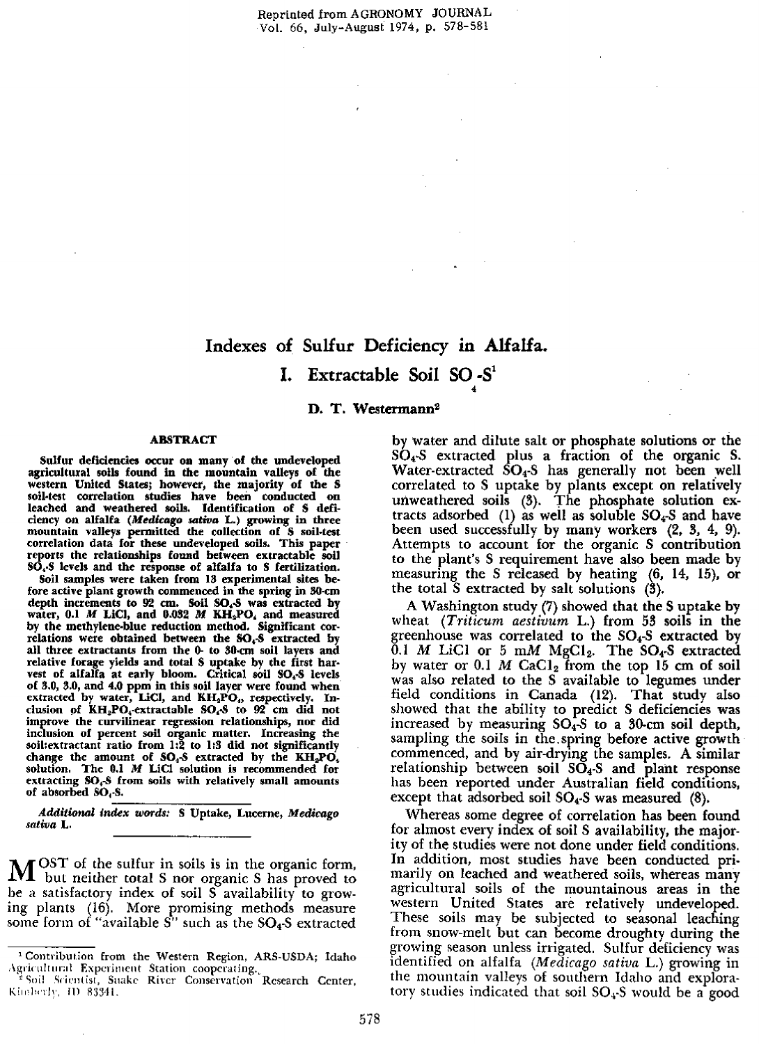Reprinted from AGRONOMY JOURNAL
Vol. 66, July-August 1974, p. 578-581

# Indexes of Sulfur Deficiency in Alfalfa.

## I. Extractable Soil $SO_4$-S[1]

**D. T. Westermann[2]**

### ABSTRACT

**Sulfur deficiencies occur on many of the undeveloped agricultural soils found in the mountain valleys of the western United States; however, the majority of the S soil-test correlation studies have been conducted on leached and weathered soils. Identification of S deficiency on alfalfa (*Medicago sativa* L.) growing in three mountain valleys permitted the collection of S soil-test correlation data for these undeveloped soils. This paper reports the relationships found between extractable soil $SO_4$-S levels and the response of alfalfa to S fertilization.**

**Soil samples were taken from 13 experimental sites before active plant growth commenced in the spring in 30-cm depth increments to 92 cm. Soil $SO_4$-S was extracted by water, 0.1 *M* LiCl, and 0.032 *M* $KH_2PO_4$ and measured by the methylene-blue reduction method. Significant correlations were obtained between the $SO_4$-S extracted by all three extractants from the 0- to 30-cm soil layers and relative forage yields and total S uptake by the first harvest of alfalfa at early bloom. Critical soil $SO_4$-S levels of 3.0, 3.0, and 4.0 ppm in this soil layer were found when extracted by water, LiCl, and $KH_2PO_4$, respectively. Inclusion of $KH_2PO_4$-extractable $SO_4$-S to 92 cm did not improve the curvilinear regression relationships, nor did inclusion of percent soil organic matter. Increasing the soil:extractant ratio from 1:2 to 1:3 did not significantly change the amount of $SO_4$-S extracted by the $KH_2PO_4$ solution. The 0.1 *M* LiCl solution is recommended for extracting $SO_4$-S from soils with relatively small amounts of absorbed $SO_4$-S.**

***Additional index words:*** **S Uptake, Lucerne, *Medicago sativa* L.**

MOST of the sulfur in soils is in the organic form, but neither total S nor organic S has proved to be a satisfactory index of soil S availability to growing plants (16). More promising methods measure some form of "available S" such as the $SO_4$-S extracted by water and dilute salt or phosphate solutions or the $SO_4$-S extracted plus a fraction of the organic S. Water-extracted $SO_4$-S has generally not been well correlated to S uptake by plants except on relatively unweathered soils (3). The phosphate solution extracts adsorbed (1) as well as soluble $SO_4$-S and have been used successfully by many workers (2, 3, 4, 9). Attempts to account for the organic S contribution to the plant's S requirement have also been made by measuring the S released by heating (6, 14, 15), or the total S extracted by salt solutions (3).

A Washington study (7) showed that the S uptake by wheat (*Triticum aestivum* L.) from 53 soils in the greenhouse was correlated to the $SO_4$-S extracted by 0.1 *M* LiCl or 5 m*M* $MgCl_2$. The $SO_4$-S extracted by water or 0.1 *M* $CaCl_2$ from the top 15 cm of soil was also related to the S available to legumes under field conditions in Canada (12). That study also showed that the ability to predict S deficiencies was increased by measuring $SO_4$-S to a 30-cm soil depth, sampling the soils in the spring before active growth commenced, and by air-drying the samples. A similar relationship between soil $SO_4$-S and plant response has been reported under Australian field conditions, except that adsorbed soil $SO_4$-S was measured (8).

Whereas some degree of correlation has been found for almost every index of soil S availability, the majority of the studies were not done under field conditions. In addition, most studies have been conducted primarily on leached and weathered soils, whereas many agricultural soils of the mountainous areas in the western United States are relatively undeveloped. These soils may be subjected to seasonal leaching from snow-melt but can become droughty during the growing season unless irrigated. Sulfur deficiency was identified on alfalfa (*Medicago sativa* L.) growing in the mountain valleys of southern Idaho and exploratory studies indicated that soil $SO_4$-S would be a good

[1] Contribution from the Western Region, ARS-USDA; Idaho Agricultural Experiment Station cooperating.

[2] Soil Scientist, Snake River Conservation Research Center, Kimberly, ID 83341.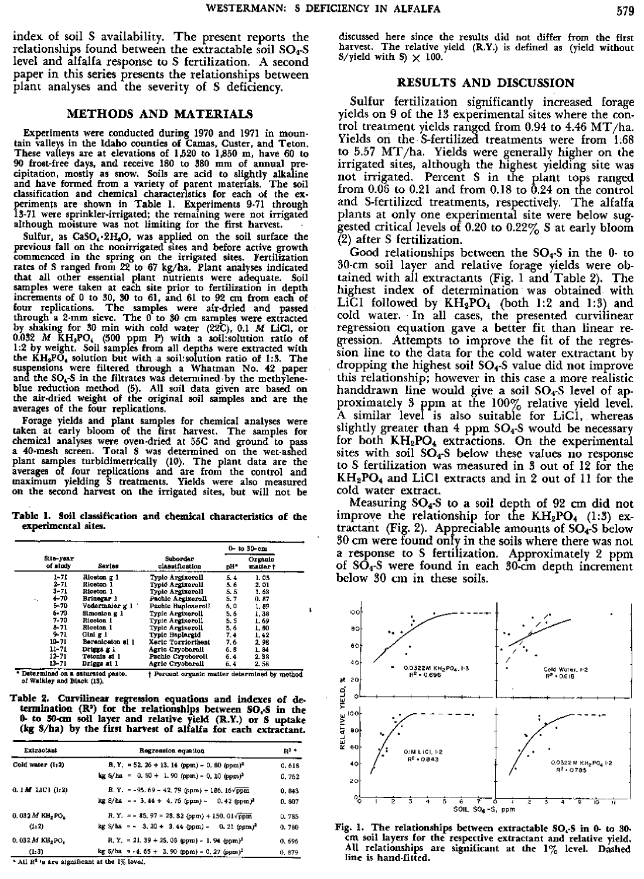index of soil S availability. The present reports the relationships found between the extractable soil $SO_4$-S level and alfalfa response to S fertilization. A second paper in this series presents the relationships between plant analyses and the severity of S deficiency.

## METHODS AND MATERIALS

Experiments were conducted during 1970 and 1971 in mountain valleys in the Idaho counties of Camas, Custer, and Teton. These valleys are at elevations of 1,520 to 1,850 m, have 60 to 90 frost-free days, and receive 180 to 380 mm of annual precipitation, mostly as snow. Soils are acid to slightly alkaline and have formed from a variety of parent materials. The soil classification and chemical characteristics for each of the experiments are shown in Table 1. Experiments 9-71 through 13-71 were sprinkler-irrigated; the remaining were not irrigated although moisture was not limiting for the first harvest.

Sulfur, as $CaSO_4 \cdot 2H_2O$, was applied on the soil surface the previous fall on the nonirrigated sites and before active growth commenced in the spring on the irrigated sites. Fertilization rates of S ranged from 22 to 67 kg/ha. Plant analyses indicated that all other essential plant nutrients were adequate. Soil samples were taken at each site prior to fertilization in depth increments of 0 to 30, 30 to 61, and 61 to 92 cm from each of four replications. The samples were air-dried and passed through a 2-mm sieve. The 0 to 30 cm samples were extracted by shaking for 30 min with cold water (22C), 0.1 *M* LiCl, or 0.032 *M* $KH_2PO_4$ (500 ppm P) with a soil:solution ratio of 1:2 by weight. Soil samples from all depths were extracted with the $KH_2PO_4$ solution but with a soil:solution ratio of 1:3. The suspensions were filtered through a Whatman No. 42 paper and the $SO_4$-S in the filtrates was determined by the methylene-blue reduction method (5). All soil data given are based on the air-dried weight of the original soil samples and are the averages of the four replications.

Forage yields and plant samples for chemical analyses were taken at early bloom of the first harvest. The samples for chemical analyses were oven-dried at 55C and ground to pass a 40-mesh screen. Total S was determined on the wet-ashed plant samples turbidimetrically (10). The plant data are the averages of four replications and are from the control and maximum yielding S treatments. Yields were also measured on the second harvest on the irrigated sites, but will not be discussed here since the results did not differ from the first harvest. The relative yield (R.Y.) is defined as (yield without S/yield with S) × 100.

**Table 1. Soil classification and chemical characteristics of the experimental sites.**

| Site-year of study | Series | Suborder classification | 0- to 30-cm pH* | 0- to 30-cm Organic matter† |
|---|---|---|---|---|
| 1-71 | Riceton g 1 | Typic Argixeroll | 5.4 | 1.05 |
| 2-71 | Riceton 1 | Typic Argixeroll | 5.6 | 2.01 |
| 3-71 | Riceton 1 | Typic Argixeroll | 5.5 | 1.63 |
| 4-70 | Brinegar 1 | Pachic Argixeroll | 5.7 | 0.87 |
| 5-70 | Vodermaier g 1 | Pachic Haploxeroll | 6.0 | 1.89 |
| 6-70 | Simonton g 1 | Typic Argixeroll | 5.6 | 1.38 |
| 7-70 | Riceton 1 | Typic Argixeroll | 5.5 | 1.69 |
| 8-71 | Riceton 1 | Typic Argixeroll | 5.6 | 1.80 |
| 9-71 | Gini g 1 | Typic Haplargid | 7.4 | 1.42 |
| 10-71 | Bereniceton si 1 | Xeric Torriorthent | 7.6 | 2.98 |
| 11-71 | Driggs g 1 | Agric Cryoboroll | 6.8 | 1.84 |
| 12-71 | Tetonia si 1 | Pachic Cryoboroll | 6.4 | 2.38 |
| 13-71 | Driggs si 1 | Agric Cryoboroll | 6.4 | 2.58 |

\* Determined on a saturated paste. † Percent organic matter determined by method of Walkley and Black (15).

**Table 2. Curvilinear regression equations and indexes of determination ($R^2$) for the relationships between $SO_4$-S in the 0- to 30-cm soil layer and relative yield (R.Y.) or S uptake (kg S/ha) by the first harvest of alfalfa for each extractant.**

| Extractant | Regression equation | $R^2$ * |
|---|---|---|
| Cold water (1:2) | R.Y. = 52.26 + 13.14 (ppm) − 0.80 (ppm)$^2$ | 0.618 |
| | kg S/ha = 0.50 + 1.90 (ppm) − 0.10 (ppm)$^2$ | 0.762 |
| 0.1 *M* LiCl (1:2) | R.Y. = −95.69 − 42.79 (ppm) + 186.16$\sqrt{ppm}$ | 0.843 |
| | kg S/ha = −3.44 + 4.76 (ppm) − 0.42 (ppm)$^2$ | 0.807 |
| 0.032 *M* $KH_2PO_4$ (1:2) | R.Y. = −85.97 − 28.82 (ppm) + 150.01$\sqrt{ppm}$ | 0.785 |
| | kg S/ha = −3.20 + 3.44 (ppm) − 0.21 (ppm)$^2$ | 0.780 |
| 0.032 *M* $KH_2PO_4$ (1:3) | R.Y. = 21.39 + 25.08 (ppm) − 1.94 (ppm)$^2$ | 0.696 |
| | kg S/ha = −4.65 + 3.90 (ppm) − 0.27 (ppm)$^2$ | 0.879 |

\* All $R^2$'s are significant at the 1% level.

## RESULTS AND DISCUSSION

Sulfur fertilization significantly increased forage yields on 9 of the 13 experimental sites where the control treatment yields ranged from 0.94 to 4.46 MT/ha. Yields on the S-fertilized treatments were from 1.68 to 5.57 MT/ha. Yields were generally higher on the irrigated sites, although the highest yielding site was not irrigated. Percent S in the plant tops ranged from 0.06 to 0.21 and from 0.18 to 0.24 on the control and S-fertilized treatments, respectively. The alfalfa plants at only one experimental site were below suggested critical levels of 0.20 to 0.22% S at early bloom (2) after S fertilization.

Good relationships between the $SO_4$-S in the 0- to 30-cm soil layer and relative forage yields were obtained with all extractants (Fig. 1 and Table 2). The highest index of determination was obtained with LiCl followed by $KH_2PO_4$ (both 1:2 and 1:3) and cold water. In all cases, the presented curvilinear regression equation gave a better fit than linear regression. Attempts to improve the fit of the regression line to the data for the cold water extractant by dropping the highest soil $SO_4$-S value did not improve this relationship; however in this case a more realistic handdrawn line would give a soil $SO_4$-S level of approximately 3 ppm at the 100% relative yield level. A similar level is also suitable for LiCl, whereas slightly greater than 4 ppm $SO_4$-S would be necessary for both $KH_2PO_4$ extractions. On the experimental sites with soil $SO_4$-S below these values no response to S fertilization was measured in 3 out of 12 for the $KH_2PO_4$ and LiCl extracts and in 2 out of 11 for the cold water extract.

Measuring $SO_4$-S to a soil depth of 92 cm did not improve the relationship for the $KH_2PO_4$ (1:3) extractant (Fig. 2). Appreciable amounts of $SO_4$-S below 30 cm were found only in the soils where there was not a response to S fertilization. Approximately 2 ppm of $SO_4$-S were found in each 30-cm depth increment below 30 cm in these soils.

Fig. 1. The relationships between extractable $SO_4$-S in 0- to 30-cm soil layers for the respective extractant and relative yield. All relationships are significant at the 1% level. Dashed line is hand-fitted.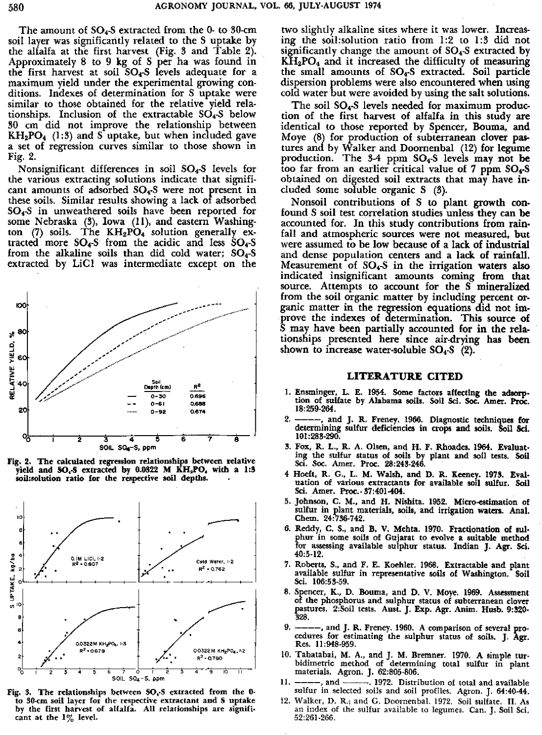The amount of $SO_4$-S extracted from the 0- to 30-cm soil layer was significantly related to the S uptake by the alfalfa at the first harvest (Fig. 3 and Table 2). Approximately 8 to 9 kg of S per ha was found in the first harvest at soil $SO_4$-S levels adequate for a maximum yield under the experimental growing conditions. Indexes of determination for S uptake were similar to those obtained for the relative yield relationships. Inclusion of the extractable $SO_4$-S below 30 cm did not improve the relationship between $KH_2PO_4$ (1:3) and S uptake, but when included gave a set of regression curves similar to those shown in Fig. 2.

Nonsignificant differences in soil $SO_4$-S levels for the various extracting solutions indicate that significant amounts of adsorbed $SO_4$-S were not present in these soils. Similar results showing a lack of adsorbed $SO_4$-S in unweathered soils have been reported for some Nebraska (3), Iowa (11), and eastern Washington (7) soils. The $KH_2PO_4$ solution generally extracted more $SO_4$-S from the acidic and less $SO_4$-S from the alkaline soils than did cold water; $SO_4$-S extracted by LiCl was intermediate except on the two slightly alkaline sites where it was lower. Increasing the soil:solution ratio from 1:2 to 1:3 did not significantly change the amount of $SO_4$-S extracted by $KH_2PO_4$ and it increased the difficulty of measuring the small amounts of $SO_4$-S extracted. Soil particle dispersion problems were also encountered when using cold water but were avoided by using the salt solutions.

Fig. 2. The calculated regression relationships between relative yield and $SO_4$-S extracted by 0.0322 M $KH_2PO_4$ with a 1:3 soil:solution ratio for the respective soil depths.

Fig. 3. The relationships between $SO_4$-S extracted from the 0- to 30-cm soil layer for the respective extractant and S uptake by the first harvest of alfalfa. All relationships are significant at the 1% level.

The soil $SO_4$-S levels needed for maximum production of the first harvest of alfalfa in this study are identical to those reported by Spencer, Bouma, and Moye (8) for production of subterranean clover pastures and by Walker and Doornenbal (12) for legume production. The 3-4 ppm $SO_4$-S levels may not be too far from an earlier critical value of 7 ppm $SO_4$-S obtained on digested soil extracts that may have included some soluble organic S (3).

Nonsoil contributions of S to plant growth confound S soil test correlation studies unless they can be accounted for. In this study contributions from rainfall and atmospheric sources were not measured, but were assumed to be low because of a lack of industrial and dense population centers and a lack of rainfall. Measurement of $SO_4$-S in the irrigation waters also indicated insignificant amounts coming from that source. Attempts to account for the S mineralized from the soil organic matter by including percent organic matter in the regression equations did not improve the indexes of determination. This source of S may have been partially accounted for in the relationships presented here since air-drying has been shown to increase water-soluble $SO_4$-S (2).

## LITERATURE CITED

1. Ensminger, L. E. 1954. Some factors affecting the adsorption of sulfate by Alabama soils. Soil Sci. Soc. Amer. Proc. 18:259-264.
2. ———, and J. R. Freney. 1966. Diagnostic techniques for determining sulfur deficiencies in crops and soils. Soil Sci. 101:283-290.
3. Fox, R. L., R. A. Olsen, and H. F. Rhoades. 1964. Evaluating the sulfur status of soils by plant and soil tests. Soil Sci. Soc. Amer. Proc. 28:243-246.
4. Hoeft, R. G., L. M. Walsh, and D. R. Keeney. 1973. Evaluation of various extractants for available soil sulfur. Soil Sci. Amer. Proc. 37:401-404.
5. Johnson, C. M., and H. Nishita. 1952. Micro-estimation of sulfur in plant materials, soils, and irrigation waters. Anal. Chem. 24:736-742.
6. Reddy, C. S., and B. V. Mehta. 1970. Fractionation of sulphur in some soils of Gujarat to evolve a suitable method for assessing available sulphur status. Indian J. Agr. Sci. 40:5-12.
7. Roberts, S., and F. E. Koehler. 1968. Extractable and plant available sulfur in representative soils of Washington. Soil Sci. 106:53-59.
8. Spencer, K., D. Bouma, and D. V. Moye. 1969. Assessment of the phosphorus and sulphur status of subterranean clover pastures. 2:Soil tests. Aust. J. Exp. Agr. Anim. Husb. 9:320-328.
9. ———, and J. R. Freney. 1960. A comparison of several procedures for estimating the sulphur status of soils. J. Agr. Res. 11:948-959.
10. Tabatabai, M. A., and J. M. Bremner. 1970. A simple turbidimetric method of determining total sulfur in plant materials. Agron. J. 62:805-806.
11. ———, and ———. 1972. Distribution of total and available sulfur in selected soils and soil profiles. Agron. J. 64:40-44.
12. Walker, D. R., and G. Doornenbal. 1972. Soil sulfate. II. As an index of the sulfur available to legumes. Can. J. Soil Sci. 52:261-266.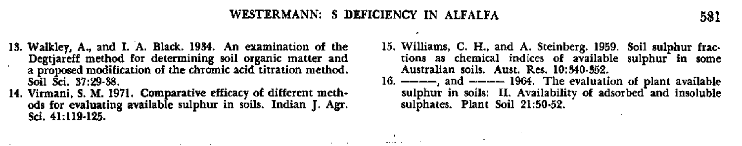13. Walkley, A., and I. A. Black. 1934. An examination of the Degtjareff method for determining soil organic matter and a proposed modification of the chromic acid titration method. Soil Sci. 37:29-38.
14. Virmani, S. M. 1971. Comparative efficacy of different methods for evaluating available sulphur in soils. Indian J. Agr. Sci. 41:119-125.
15. Williams, C. H., and A. Steinberg. 1959. Soil sulphur fractions as chemical indices of available sulphur in some Australian soils. Aust. Res. 10:340-352.
16. ———, and ——— 1964. The evaluation of plant available sulphur in soils: II. Availability of adsorbed and insoluble sulphates. Plant Soil 21:50-52.